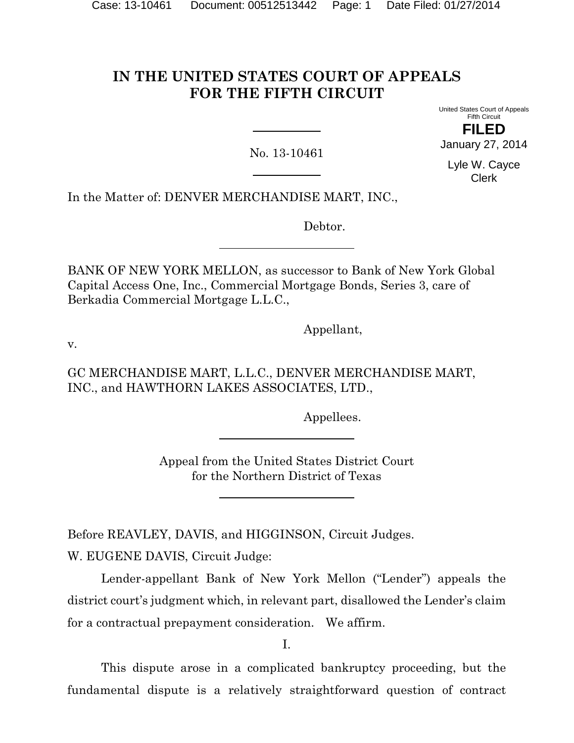# IN THE UNITED STATES COURT OF APPEALS FOR THE FIFTH CIRCUIT

United States Court of Appeals
Fifth Circuit

**FILED**

January 27, 2014

Lyle W. Cayce
Clerk

No. 13-10461

In the Matter of: DENVER MERCHANDISE MART, INC.,

Debtor.

BANK OF NEW YORK MELLON, as successor to Bank of New York Global Capital Access One, Inc., Commercial Mortgage Bonds, Series 3, care of Berkadia Commercial Mortgage L.L.C.,

Appellant,

v.

GC MERCHANDISE MART, L.L.C., DENVER MERCHANDISE MART, INC., and HAWTHORN LAKES ASSOCIATES, LTD.,

Appellees.

Appeal from the United States District Court
for the Northern District of Texas

Before REAVLEY, DAVIS, and HIGGINSON, Circuit Judges.

W. EUGENE DAVIS, Circuit Judge:

Lender-appellant Bank of New York Mellon ("Lender") appeals the district court's judgment which, in relevant part, disallowed the Lender's claim for a contractual prepayment consideration. We affirm.

I.

This dispute arose in a complicated bankruptcy proceeding, but the fundamental dispute is a relatively straightforward question of contract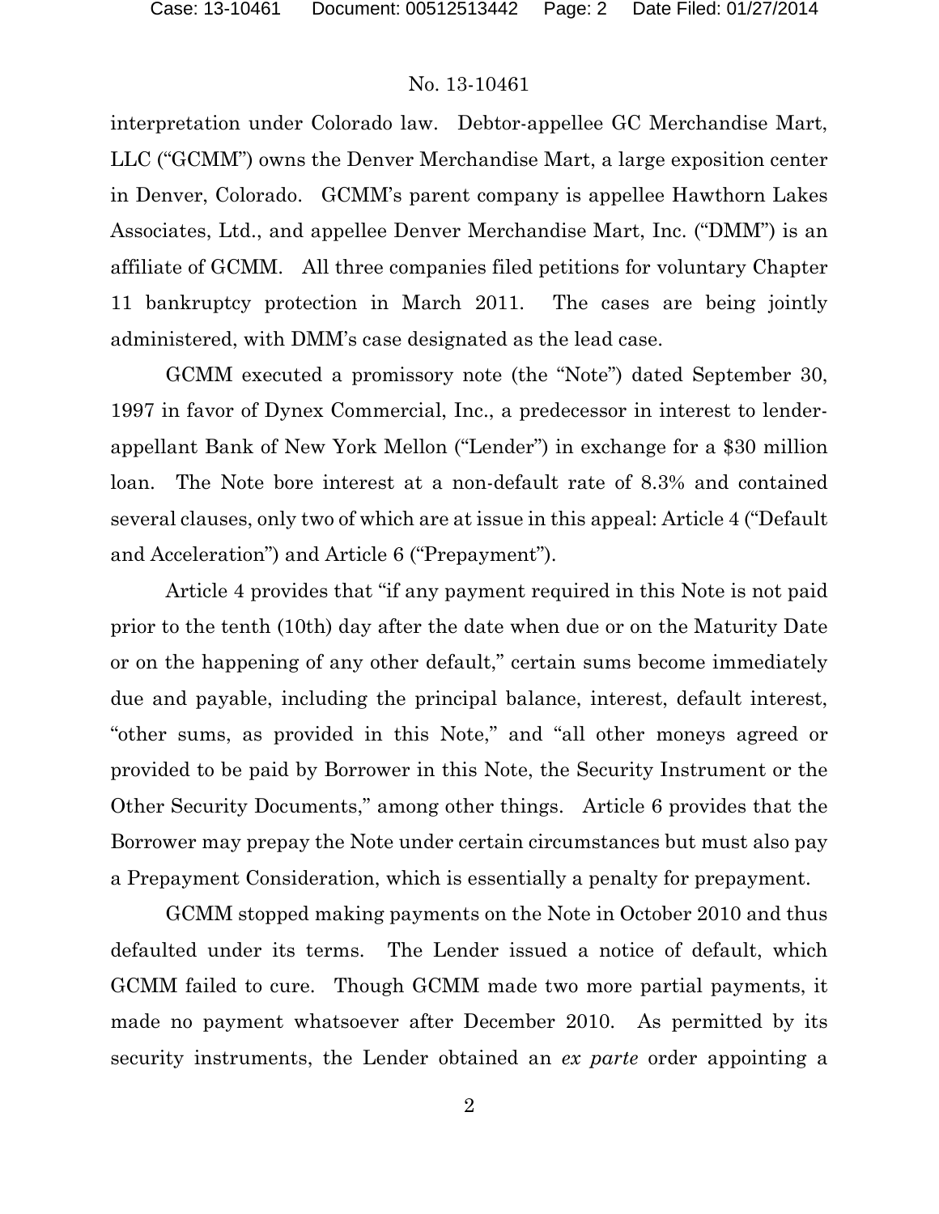interpretation under Colorado law. Debtor-appellee GC Merchandise Mart, LLC ("GCMM") owns the Denver Merchandise Mart, a large exposition center in Denver, Colorado. GCMM's parent company is appellee Hawthorn Lakes Associates, Ltd., and appellee Denver Merchandise Mart, Inc. ("DMM") is an affiliate of GCMM. All three companies filed petitions for voluntary Chapter 11 bankruptcy protection in March 2011. The cases are being jointly administered, with DMM's case designated as the lead case.

GCMM executed a promissory note (the "Note") dated September 30, 1997 in favor of Dynex Commercial, Inc., a predecessor in interest to lender-appellant Bank of New York Mellon ("Lender") in exchange for a $30 million loan. The Note bore interest at a non-default rate of 8.3% and contained several clauses, only two of which are at issue in this appeal: Article 4 ("Default and Acceleration") and Article 6 ("Prepayment").

Article 4 provides that "if any payment required in this Note is not paid prior to the tenth (10th) day after the date when due or on the Maturity Date or on the happening of any other default," certain sums become immediately due and payable, including the principal balance, interest, default interest, "other sums, as provided in this Note," and "all other moneys agreed or provided to be paid by Borrower in this Note, the Security Instrument or the Other Security Documents," among other things. Article 6 provides that the Borrower may prepay the Note under certain circumstances but must also pay a Prepayment Consideration, which is essentially a penalty for prepayment.

GCMM stopped making payments on the Note in October 2010 and thus defaulted under its terms. The Lender issued a notice of default, which GCMM failed to cure. Though GCMM made two more partial payments, it made no payment whatsoever after December 2010. As permitted by its security instruments, the Lender obtained an *ex parte* order appointing a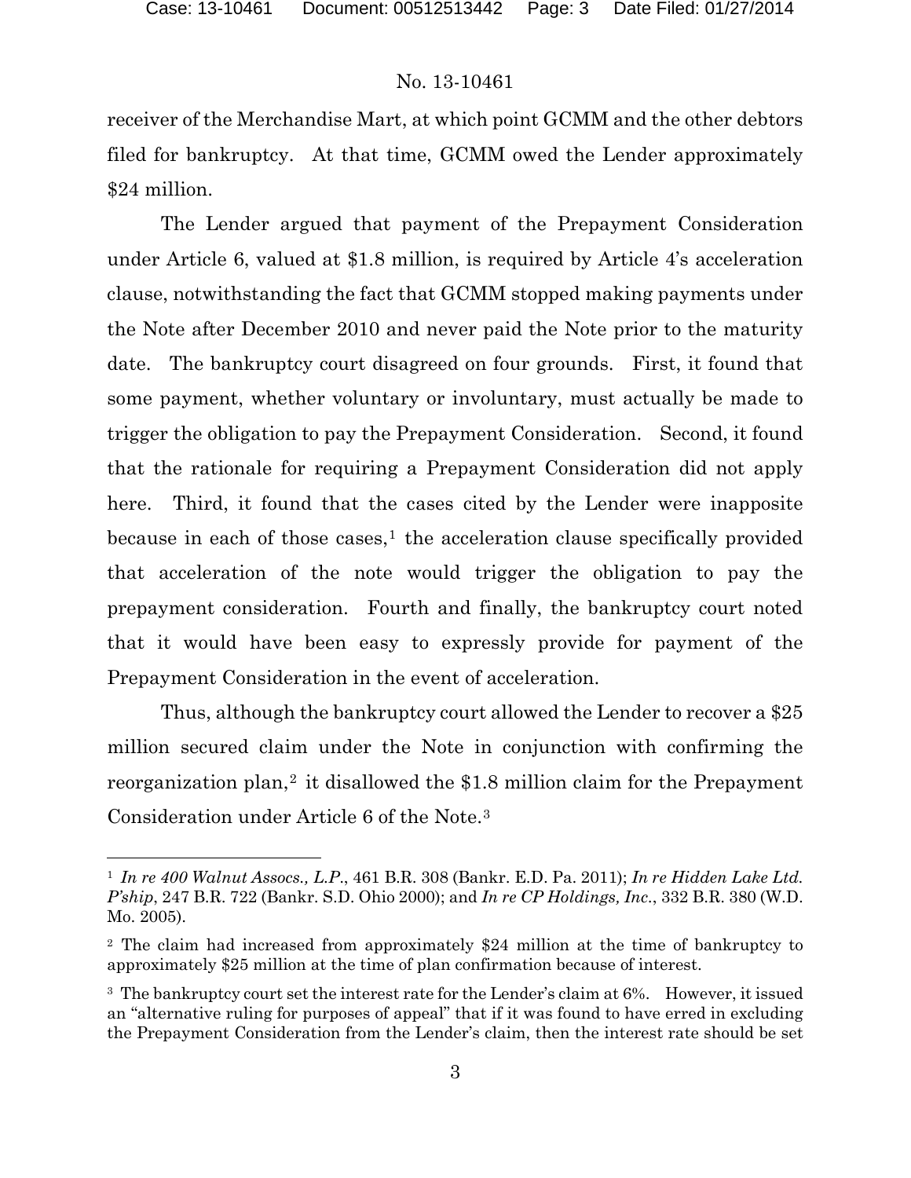receiver of the Merchandise Mart, at which point GCMM and the other debtors filed for bankruptcy. At that time, GCMM owed the Lender approximately $24 million.

The Lender argued that payment of the Prepayment Consideration under Article 6, valued at $1.8 million, is required by Article 4's acceleration clause, notwithstanding the fact that GCMM stopped making payments under the Note after December 2010 and never paid the Note prior to the maturity date. The bankruptcy court disagreed on four grounds. First, it found that some payment, whether voluntary or involuntary, must actually be made to trigger the obligation to pay the Prepayment Consideration. Second, it found that the rationale for requiring a Prepayment Consideration did not apply here. Third, it found that the cases cited by the Lender were inapposite because in each of those cases,[1] the acceleration clause specifically provided that acceleration of the note would trigger the obligation to pay the prepayment consideration. Fourth and finally, the bankruptcy court noted that it would have been easy to expressly provide for payment of the Prepayment Consideration in the event of acceleration.

Thus, although the bankruptcy court allowed the Lender to recover a $25 million secured claim under the Note in conjunction with confirming the reorganization plan,[2] it disallowed the $1.8 million claim for the Prepayment Consideration under Article 6 of the Note.[3]

---

[1] *In re 400 Walnut Assocs., L.P.*, 461 B.R. 308 (Bankr. E.D. Pa. 2011); *In re Hidden Lake Ltd. P'ship*, 247 B.R. 722 (Bankr. S.D. Ohio 2000); and *In re CP Holdings, Inc.*, 332 B.R. 380 (W.D. Mo. 2005).

[2] The claim had increased from approximately $24 million at the time of bankruptcy to approximately $25 million at the time of plan confirmation because of interest.

[3] The bankruptcy court set the interest rate for the Lender's claim at 6%. However, it issued an "alternative ruling for purposes of appeal" that if it was found to have erred in excluding the Prepayment Consideration from the Lender's claim, then the interest rate should be set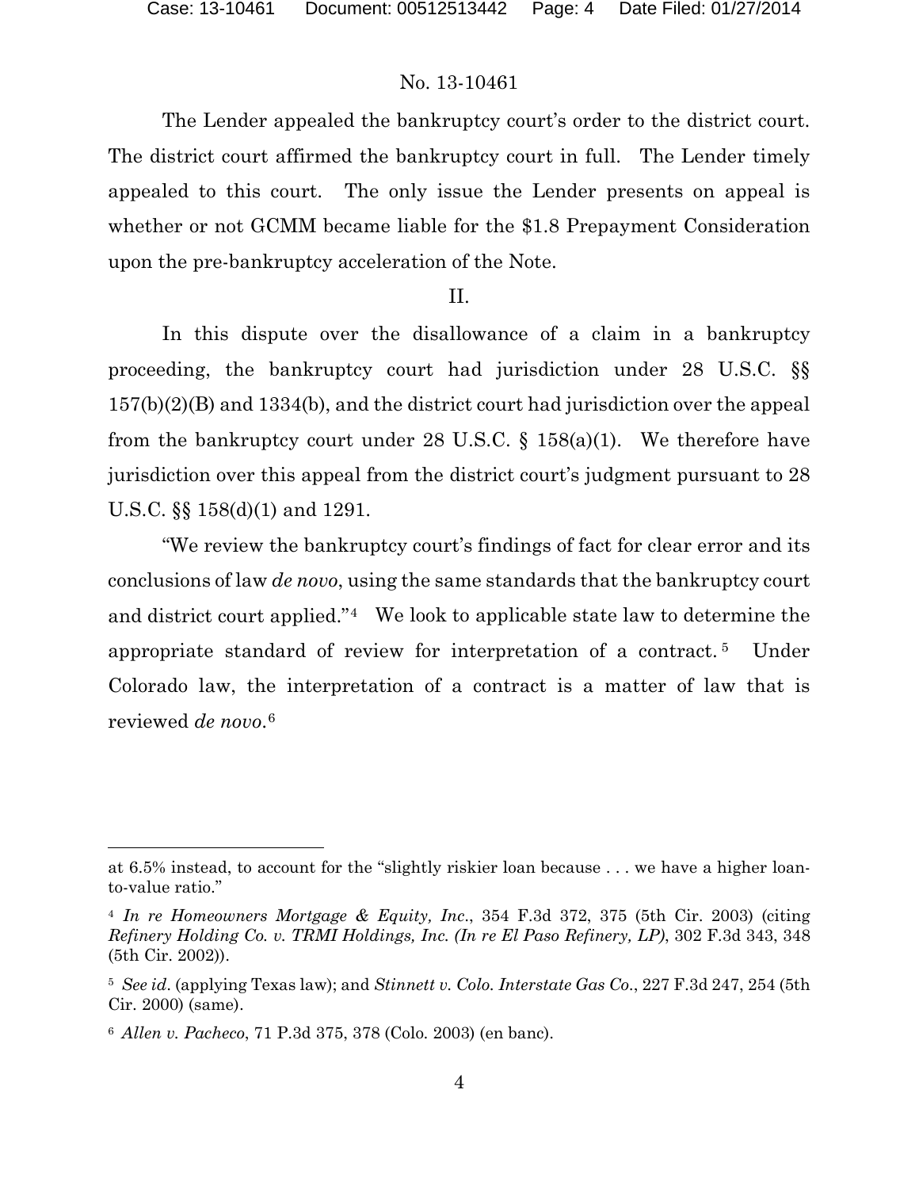The Lender appealed the bankruptcy court's order to the district court. The district court affirmed the bankruptcy court in full. The Lender timely appealed to this court. The only issue the Lender presents on appeal is whether or not GCMM became liable for the $1.8 Prepayment Consideration upon the pre-bankruptcy acceleration of the Note.

II.

In this dispute over the disallowance of a claim in a bankruptcy proceeding, the bankruptcy court had jurisdiction under 28 U.S.C. §§ 157(b)(2)(B) and 1334(b), and the district court had jurisdiction over the appeal from the bankruptcy court under 28 U.S.C. § 158(a)(1). We therefore have jurisdiction over this appeal from the district court's judgment pursuant to 28 U.S.C. §§ 158(d)(1) and 1291.

"We review the bankruptcy court's findings of fact for clear error and its conclusions of law *de novo*, using the same standards that the bankruptcy court and district court applied."[4] We look to applicable state law to determine the appropriate standard of review for interpretation of a contract.[5] Under Colorado law, the interpretation of a contract is a matter of law that is reviewed *de novo*.[6]

---

at 6.5% instead, to account for the "slightly riskier loan because . . . we have a higher loan-to-value ratio."

[4] *In re Homeowners Mortgage & Equity, Inc*., 354 F.3d 372, 375 (5th Cir. 2003) (citing *Refinery Holding Co. v. TRMI Holdings, Inc. (In re El Paso Refinery, LP)*, 302 F.3d 343, 348 (5th Cir. 2002)).

[5] *See id*. (applying Texas law); and *Stinnett v. Colo. Interstate Gas Co*., 227 F.3d 247, 254 (5th Cir. 2000) (same).

[6] *Allen v. Pacheco*, 71 P.3d 375, 378 (Colo. 2003) (en banc).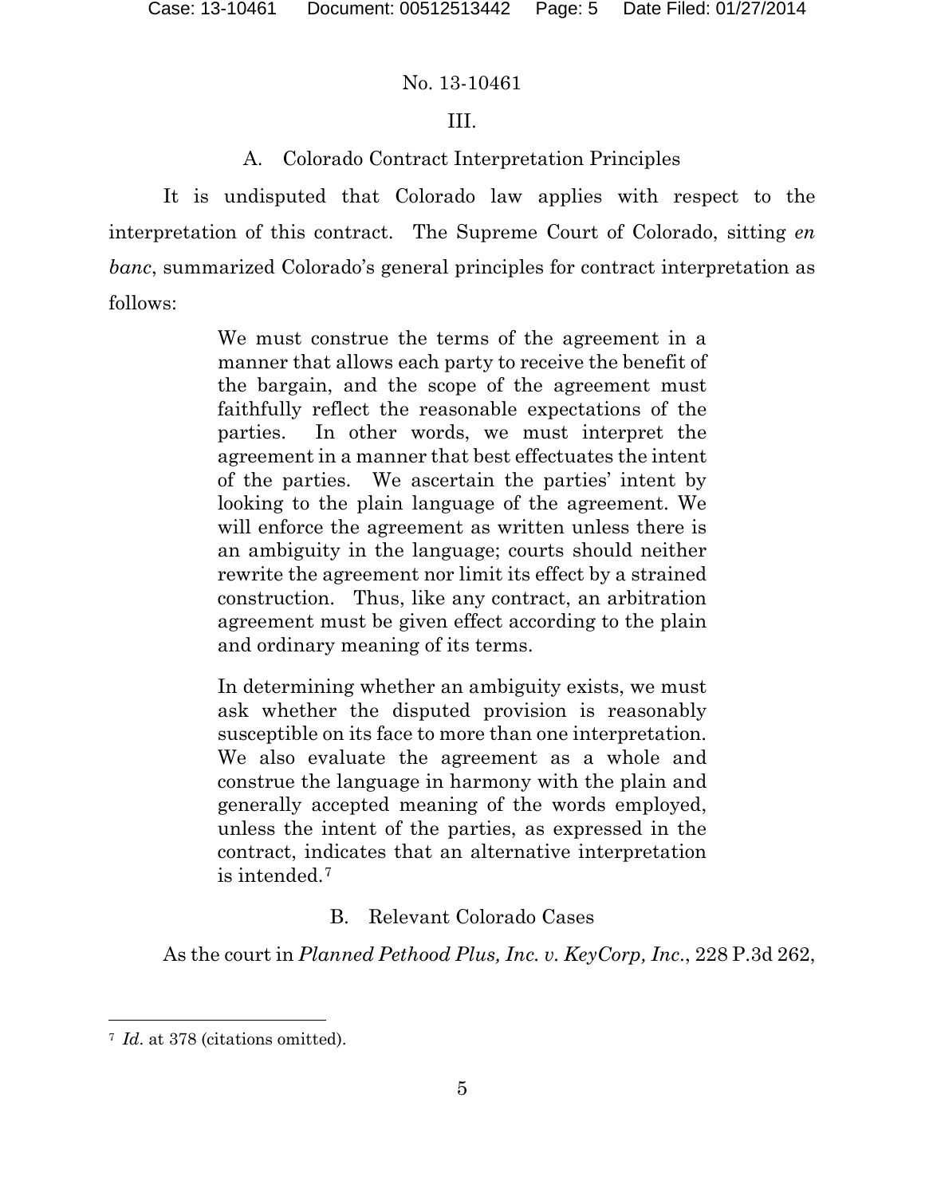No. 13-10461

## III.

### A. Colorado Contract Interpretation Principles

It is undisputed that Colorado law applies with respect to the interpretation of this contract. The Supreme Court of Colorado, sitting *en banc*, summarized Colorado's general principles for contract interpretation as follows:

> We must construe the terms of the agreement in a manner that allows each party to receive the benefit of the bargain, and the scope of the agreement must faithfully reflect the reasonable expectations of the parties. In other words, we must interpret the agreement in a manner that best effectuates the intent of the parties. We ascertain the parties' intent by looking to the plain language of the agreement. We will enforce the agreement as written unless there is an ambiguity in the language; courts should neither rewrite the agreement nor limit its effect by a strained construction. Thus, like any contract, an arbitration agreement must be given effect according to the plain and ordinary meaning of its terms.
>
> In determining whether an ambiguity exists, we must ask whether the disputed provision is reasonably susceptible on its face to more than one interpretation. We also evaluate the agreement as a whole and construe the language in harmony with the plain and generally accepted meaning of the words employed, unless the intent of the parties, as expressed in the contract, indicates that an alternative interpretation is intended.[7]

### B. Relevant Colorado Cases

As the court in *Planned Pethood Plus, Inc. v. KeyCorp, Inc.*, 228 P.3d 262,

---

[7] *Id*. at 378 (citations omitted).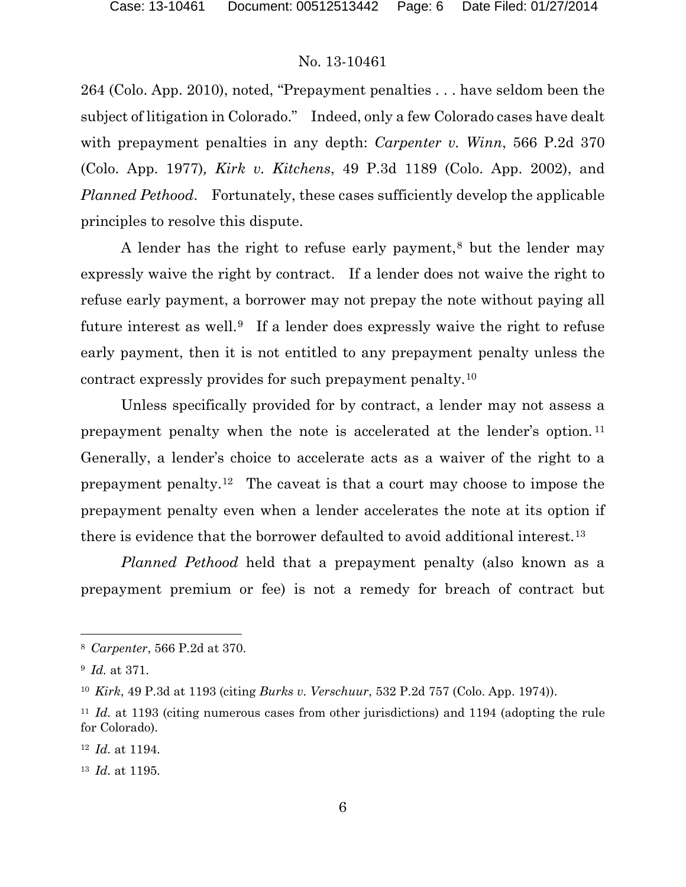264 (Colo. App. 2010), noted, "Prepayment penalties . . . have seldom been the subject of litigation in Colorado." Indeed, only a few Colorado cases have dealt with prepayment penalties in any depth: *Carpenter v. Winn*, 566 P.2d 370 (Colo. App. 1977)*, Kirk v. Kitchens*, 49 P.3d 1189 (Colo. App. 2002), and *Planned Pethood*. Fortunately, these cases sufficiently develop the applicable principles to resolve this dispute.

A lender has the right to refuse early payment,[8] but the lender may expressly waive the right by contract. If a lender does not waive the right to refuse early payment, a borrower may not prepay the note without paying all future interest as well.[9] If a lender does expressly waive the right to refuse early payment, then it is not entitled to any prepayment penalty unless the contract expressly provides for such prepayment penalty.[10]

Unless specifically provided for by contract, a lender may not assess a prepayment penalty when the note is accelerated at the lender's option.[11] Generally, a lender's choice to accelerate acts as a waiver of the right to a prepayment penalty.[12] The caveat is that a court may choose to impose the prepayment penalty even when a lender accelerates the note at its option if there is evidence that the borrower defaulted to avoid additional interest.[13]

*Planned Pethood* held that a prepayment penalty (also known as a prepayment premium or fee) is not a remedy for breach of contract but

---

[8] *Carpenter*, 566 P.2d at 370.

[9] *Id.* at 371.

[10] *Kirk*, 49 P.3d at 1193 (citing *Burks v. Verschuur*, 532 P.2d 757 (Colo. App. 1974)).

[11] *Id.* at 1193 (citing numerous cases from other jurisdictions) and 1194 (adopting the rule for Colorado).

[12] *Id.* at 1194.

[13] *Id.* at 1195.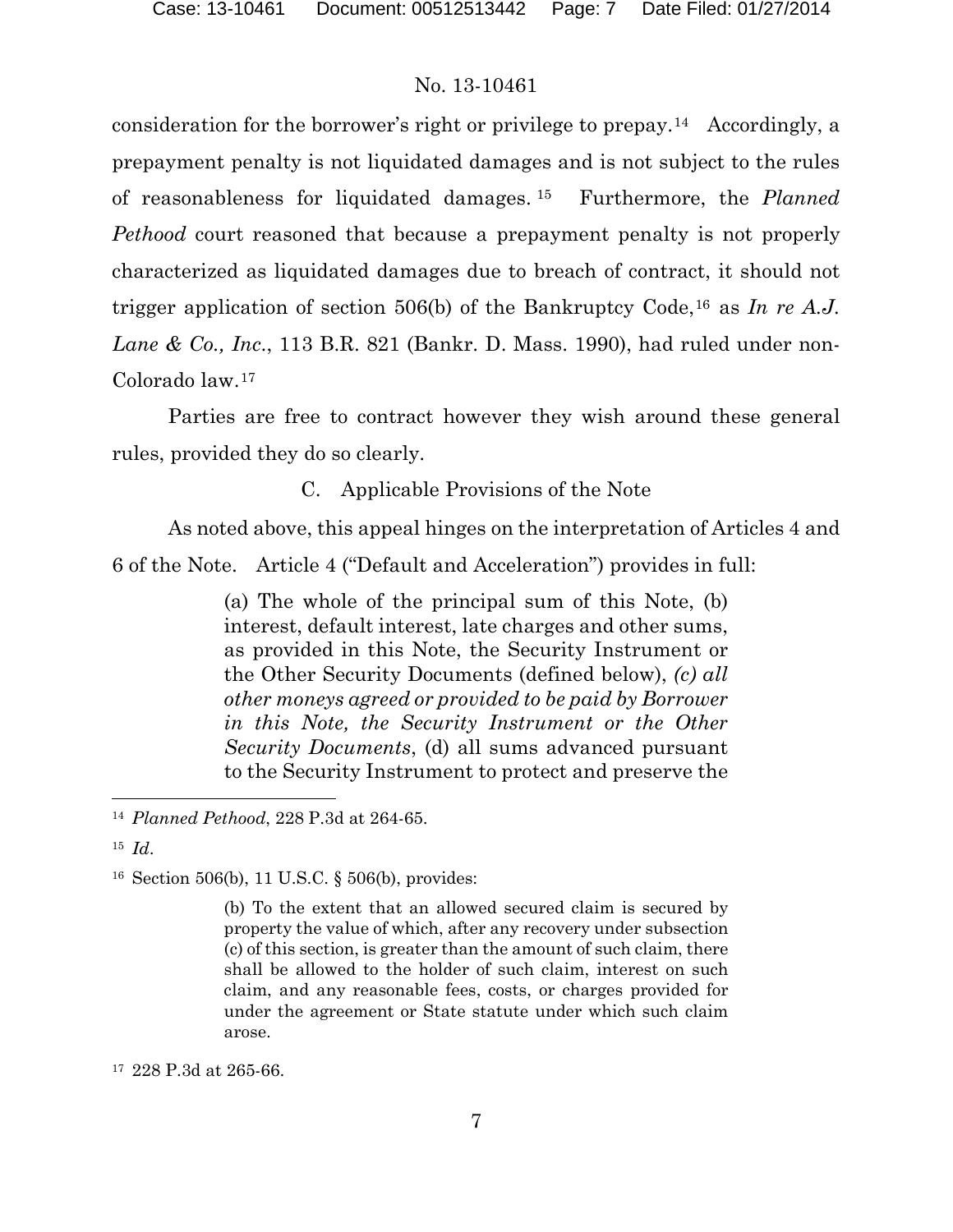consideration for the borrower's right or privilege to prepay.[14] Accordingly, a prepayment penalty is not liquidated damages and is not subject to the rules of reasonableness for liquidated damages.[15] Furthermore, the *Planned Pethood* court reasoned that because a prepayment penalty is not properly characterized as liquidated damages due to breach of contract, it should not trigger application of section 506(b) of the Bankruptcy Code,[16] as *In re A.J. Lane & Co., Inc.*, 113 B.R. 821 (Bankr. D. Mass. 1990), had ruled under non-Colorado law.[17]

Parties are free to contract however they wish around these general rules, provided they do so clearly.

C. Applicable Provisions of the Note

As noted above, this appeal hinges on the interpretation of Articles 4 and 6 of the Note. Article 4 ("Default and Acceleration") provides in full:

> (a) The whole of the principal sum of this Note, (b) interest, default interest, late charges and other sums, as provided in this Note, the Security Instrument or the Other Security Documents (defined below), *(c) all other moneys agreed or provided to be paid by Borrower in this Note, the Security Instrument or the Other Security Documents*, (d) all sums advanced pursuant to the Security Instrument to protect and preserve the

---

[14] *Planned Pethood*, 228 P.3d at 264-65.

[15] *Id*.

[16] Section 506(b), 11 U.S.C. § 506(b), provides:

> (b) To the extent that an allowed secured claim is secured by property the value of which, after any recovery under subsection (c) of this section, is greater than the amount of such claim, there shall be allowed to the holder of such claim, interest on such claim, and any reasonable fees, costs, or charges provided for under the agreement or State statute under which such claim arose.

[17] 228 P.3d at 265-66.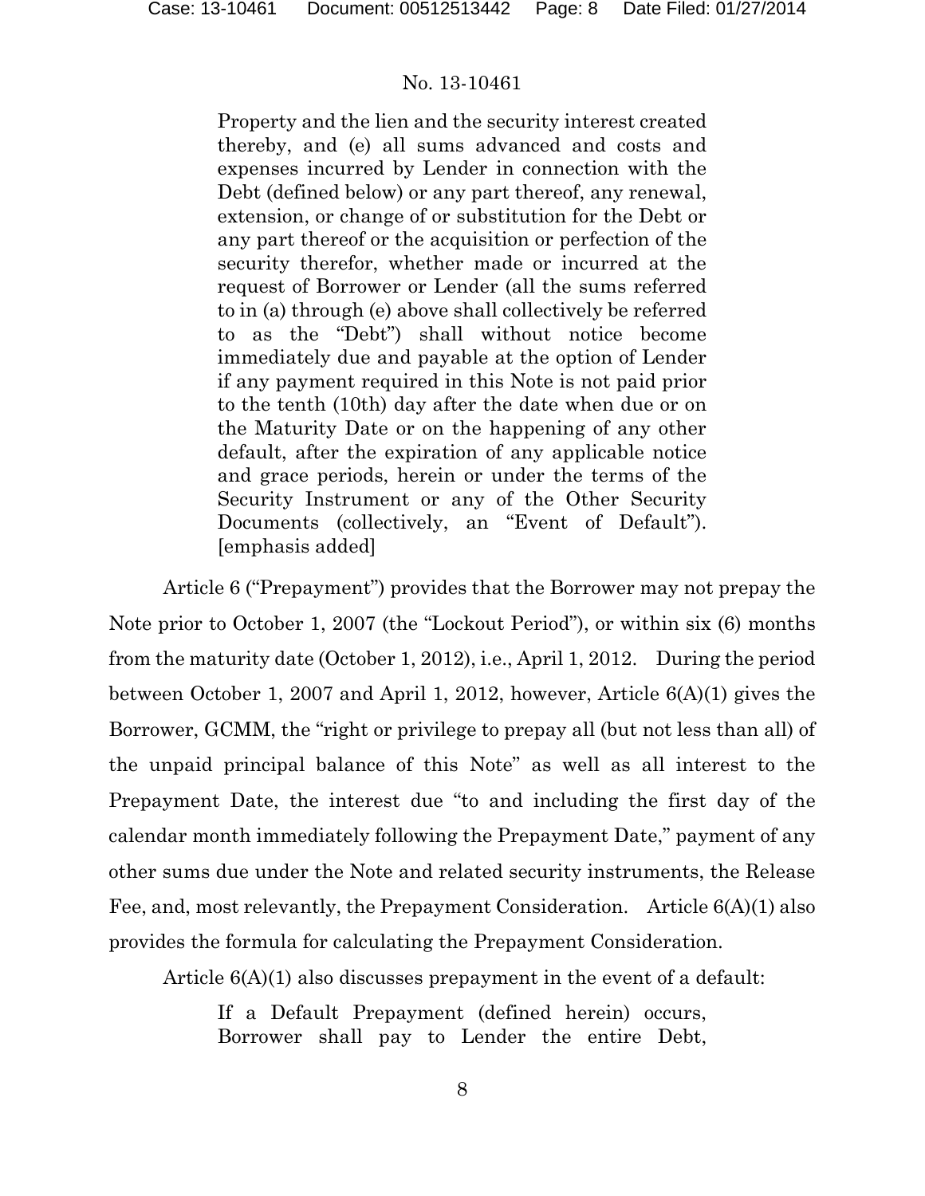> Property and the lien and the security interest created thereby, and (e) all sums advanced and costs and expenses incurred by Lender in connection with the Debt (defined below) or any part thereof, any renewal, extension, or change of or substitution for the Debt or any part thereof or the acquisition or perfection of the security therefor, whether made or incurred at the request of Borrower or Lender (all the sums referred to in (a) through (e) above shall collectively be referred to as the "Debt") shall without notice become immediately due and payable at the option of Lender if any payment required in this Note is not paid prior to the tenth (10th) day after the date when due or on the Maturity Date or on the happening of any other default, after the expiration of any applicable notice and grace periods, herein or under the terms of the Security Instrument or any of the Other Security Documents (collectively, an "Event of Default"). [emphasis added]

Article 6 ("Prepayment") provides that the Borrower may not prepay the Note prior to October 1, 2007 (the "Lockout Period"), or within six (6) months from the maturity date (October 1, 2012), i.e., April 1, 2012. During the period between October 1, 2007 and April 1, 2012, however, Article 6(A)(1) gives the Borrower, GCMM, the "right or privilege to prepay all (but not less than all) of the unpaid principal balance of this Note" as well as all interest to the Prepayment Date, the interest due "to and including the first day of the calendar month immediately following the Prepayment Date," payment of any other sums due under the Note and related security instruments, the Release Fee, and, most relevantly, the Prepayment Consideration. Article 6(A)(1) also provides the formula for calculating the Prepayment Consideration.

Article 6(A)(1) also discusses prepayment in the event of a default:

> If a Default Prepayment (defined herein) occurs, Borrower shall pay to Lender the entire Debt,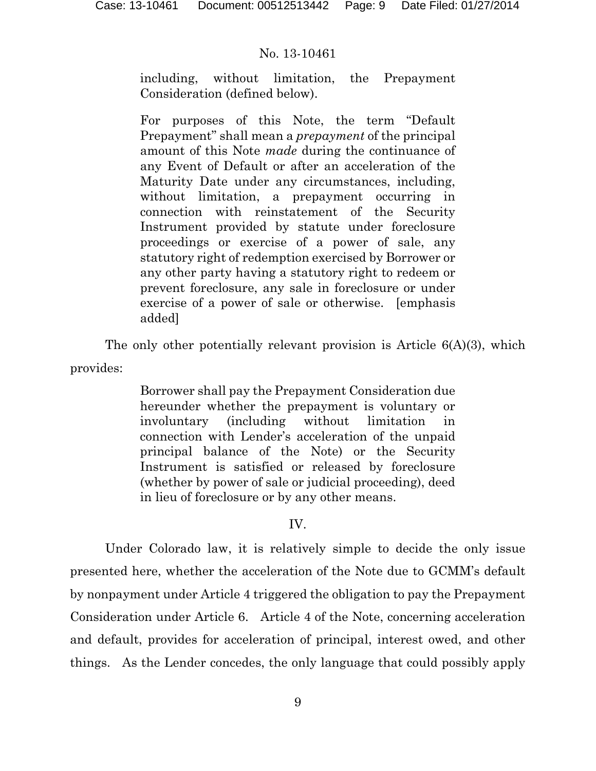> including, without limitation, the Prepayment Consideration (defined below).
>
> For purposes of this Note, the term "Default Prepayment" shall mean a *prepayment* of the principal amount of this Note *made* during the continuance of any Event of Default or after an acceleration of the Maturity Date under any circumstances, including, without limitation, a prepayment occurring in connection with reinstatement of the Security Instrument provided by statute under foreclosure proceedings or exercise of a power of sale, any statutory right of redemption exercised by Borrower or any other party having a statutory right to redeem or prevent foreclosure, any sale in foreclosure or under exercise of a power of sale or otherwise. [emphasis added]

The only other potentially relevant provision is Article 6(A)(3), which provides:

> Borrower shall pay the Prepayment Consideration due hereunder whether the prepayment is voluntary or involuntary (including without limitation in connection with Lender's acceleration of the unpaid principal balance of the Note) or the Security Instrument is satisfied or released by foreclosure (whether by power of sale or judicial proceeding), deed in lieu of foreclosure or by any other means.

## IV.

Under Colorado law, it is relatively simple to decide the only issue presented here, whether the acceleration of the Note due to GCMM's default by nonpayment under Article 4 triggered the obligation to pay the Prepayment Consideration under Article 6. Article 4 of the Note, concerning acceleration and default, provides for acceleration of principal, interest owed, and other things. As the Lender concedes, the only language that could possibly apply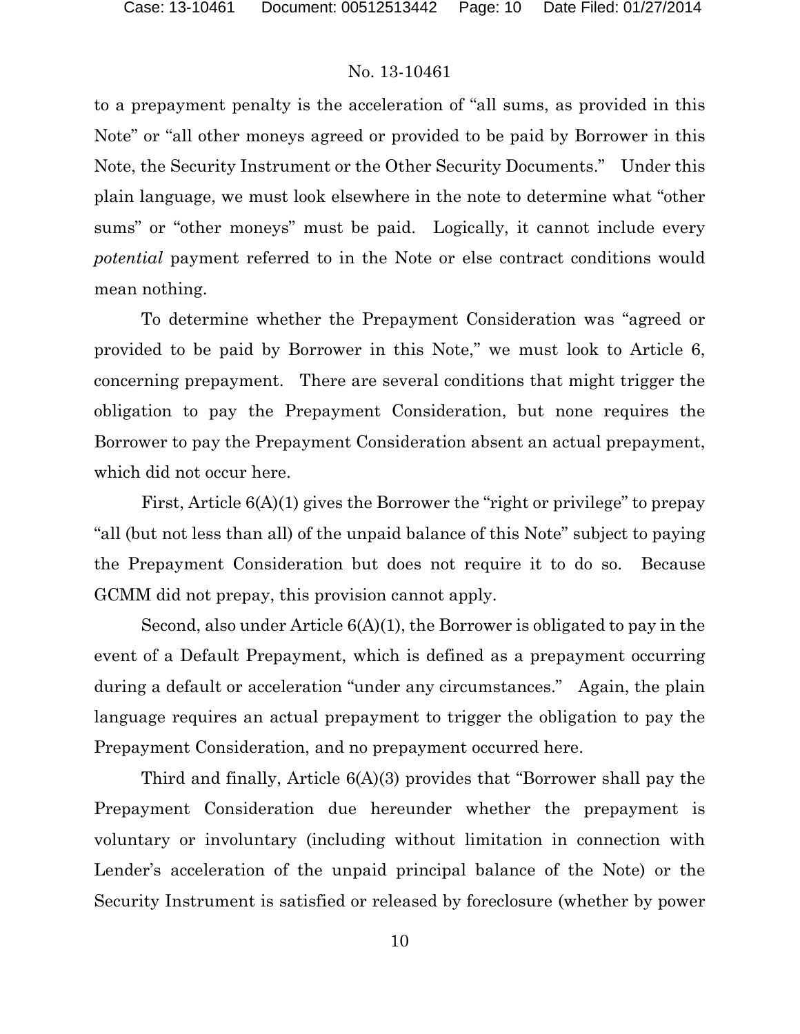to a prepayment penalty is the acceleration of "all sums, as provided in this Note" or "all other moneys agreed or provided to be paid by Borrower in this Note, the Security Instrument or the Other Security Documents." Under this plain language, we must look elsewhere in the note to determine what "other sums" or "other moneys" must be paid. Logically, it cannot include every *potential* payment referred to in the Note or else contract conditions would mean nothing.

To determine whether the Prepayment Consideration was "agreed or provided to be paid by Borrower in this Note," we must look to Article 6, concerning prepayment. There are several conditions that might trigger the obligation to pay the Prepayment Consideration, but none requires the Borrower to pay the Prepayment Consideration absent an actual prepayment, which did not occur here.

First, Article 6(A)(1) gives the Borrower the "right or privilege" to prepay "all (but not less than all) of the unpaid balance of this Note" subject to paying the Prepayment Consideration but does not require it to do so. Because GCMM did not prepay, this provision cannot apply.

Second, also under Article 6(A)(1), the Borrower is obligated to pay in the event of a Default Prepayment, which is defined as a prepayment occurring during a default or acceleration "under any circumstances." Again, the plain language requires an actual prepayment to trigger the obligation to pay the Prepayment Consideration, and no prepayment occurred here.

Third and finally, Article 6(A)(3) provides that "Borrower shall pay the Prepayment Consideration due hereunder whether the prepayment is voluntary or involuntary (including without limitation in connection with Lender's acceleration of the unpaid principal balance of the Note) or the Security Instrument is satisfied or released by foreclosure (whether by power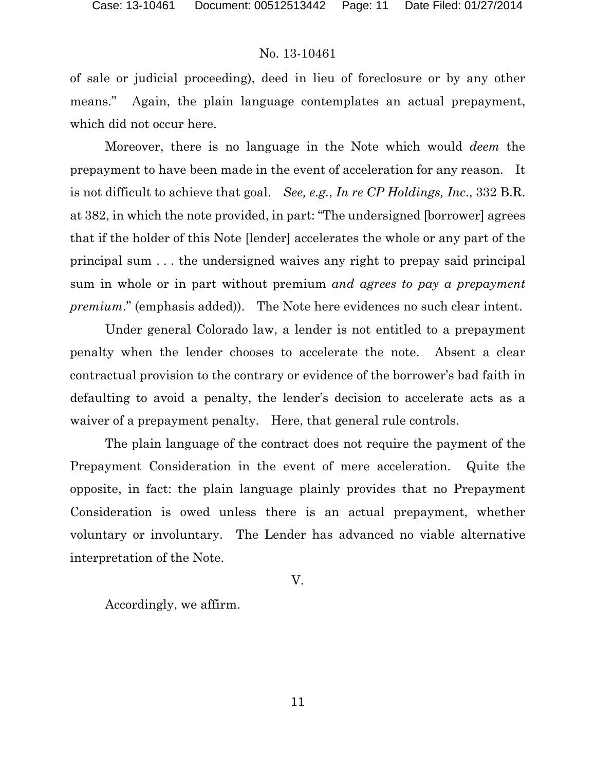of sale or judicial proceeding), deed in lieu of foreclosure or by any other means." Again, the plain language contemplates an actual prepayment, which did not occur here.

Moreover, there is no language in the Note which would *deem* the prepayment to have been made in the event of acceleration for any reason. It is not difficult to achieve that goal. *See, e.g.*, *In re CP Holdings, Inc.*, 332 B.R. at 382, in which the note provided, in part: "The undersigned [borrower] agrees that if the holder of this Note [lender] accelerates the whole or any part of the principal sum . . . the undersigned waives any right to prepay said principal sum in whole or in part without premium *and agrees to pay a prepayment premium*." (emphasis added)). The Note here evidences no such clear intent.

Under general Colorado law, a lender is not entitled to a prepayment penalty when the lender chooses to accelerate the note. Absent a clear contractual provision to the contrary or evidence of the borrower's bad faith in defaulting to avoid a penalty, the lender's decision to accelerate acts as a waiver of a prepayment penalty. Here, that general rule controls.

The plain language of the contract does not require the payment of the Prepayment Consideration in the event of mere acceleration. Quite the opposite, in fact: the plain language plainly provides that no Prepayment Consideration is owed unless there is an actual prepayment, whether voluntary or involuntary. The Lender has advanced no viable alternative interpretation of the Note.

## V.

Accordingly, we affirm.